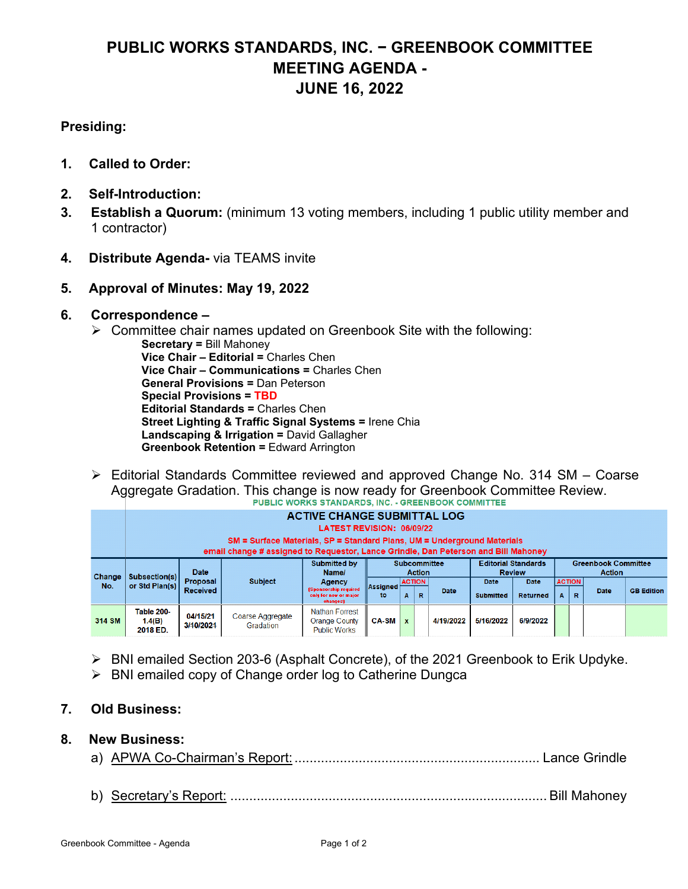# PUBLIC WORKS STANDARDS, INC. − GREENBOOK COMMITTEE MEETING AGENDA - JUNE 16, 2022

**Presiding:**

1. **Called to Order:**

2. **Self-Introduction:**

3. **Establish a Quorum:** (minimum 13 voting members, including 1 public utility member and 1 contractor)

4. **Distribute Agenda-** via TEAMS invite

5. **Approval of Minutes: May 19, 2022**

6. **Correspondence –**
   - Committee chair names updated on Greenbook Site with the following:
     - **Secretary =** Bill Mahoney
     - **Vice Chair – Editorial =** Charles Chen
     - **Vice Chair – Communications =** Charles Chen
     - **General Provisions =** Dan Peterson
     - **Special Provisions = TBD**
     - **Editorial Standards =** Charles Chen
     - **Street Lighting & Traffic Signal Systems =** Irene Chia
     - **Landscaping & Irrigation =** David Gallagher
     - **Greenbook Retention =** Edward Arrington
   - Editorial Standards Committee reviewed and approved Change No. 314 SM – Coarse Aggregate Gradation. This change is now ready for Greenbook Committee Review.

PUBLIC WORKS STANDARDS, INC. - GREENBOOK COMMITTEE

ACTIVE CHANGE SUBMITTAL LOG

LATEST REVISION: 06/09/22

SM = Surface Materials, SP = Standard Plans, UM = Underground Materials

email change # assigned to Requestor, Lance Grindle, Dan Peterson and Bill Mahoney

| Change No. | Subsection(s) or Std Plan(s) | Date Proposal Received | Subject | Submitted by Name/ Agency (Sponsorship required only for new or major changes) | Subcommittee Action | | | | Editorial Standards Review | | Greenbook Committee Action | | | |
|---|---|---|---|---|---|---|---|---|---|---|---|---|---|---|
| | | | | | Assigned to | ACTION A | ACTION R | Date | Date Submitted | Date Returned | ACTION A | ACTION R | Date | GB Edition |
| 314 SM | Table 200-1.4(B) 2018 ED. | 04/15/21 3/10/2021 | Coarse Aggregate Gradation | Nathan Forrest Orange County Public Works | CA-SM | x | | 4/19/2022 | 5/16/2022 | 6/9/2022 | | | | |

   - BNI emailed Section 203-6 (Asphalt Concrete), of the 2021 Greenbook to Erik Updyke.
   - BNI emailed copy of Change order log to Catherine Dungca

7. **Old Business:**

8. **New Business:**

   a) APWA Co-Chairman's Report: ............................................................. Lance Grindle

   b) Secretary's Report: ............................................................................ Bill Mahoney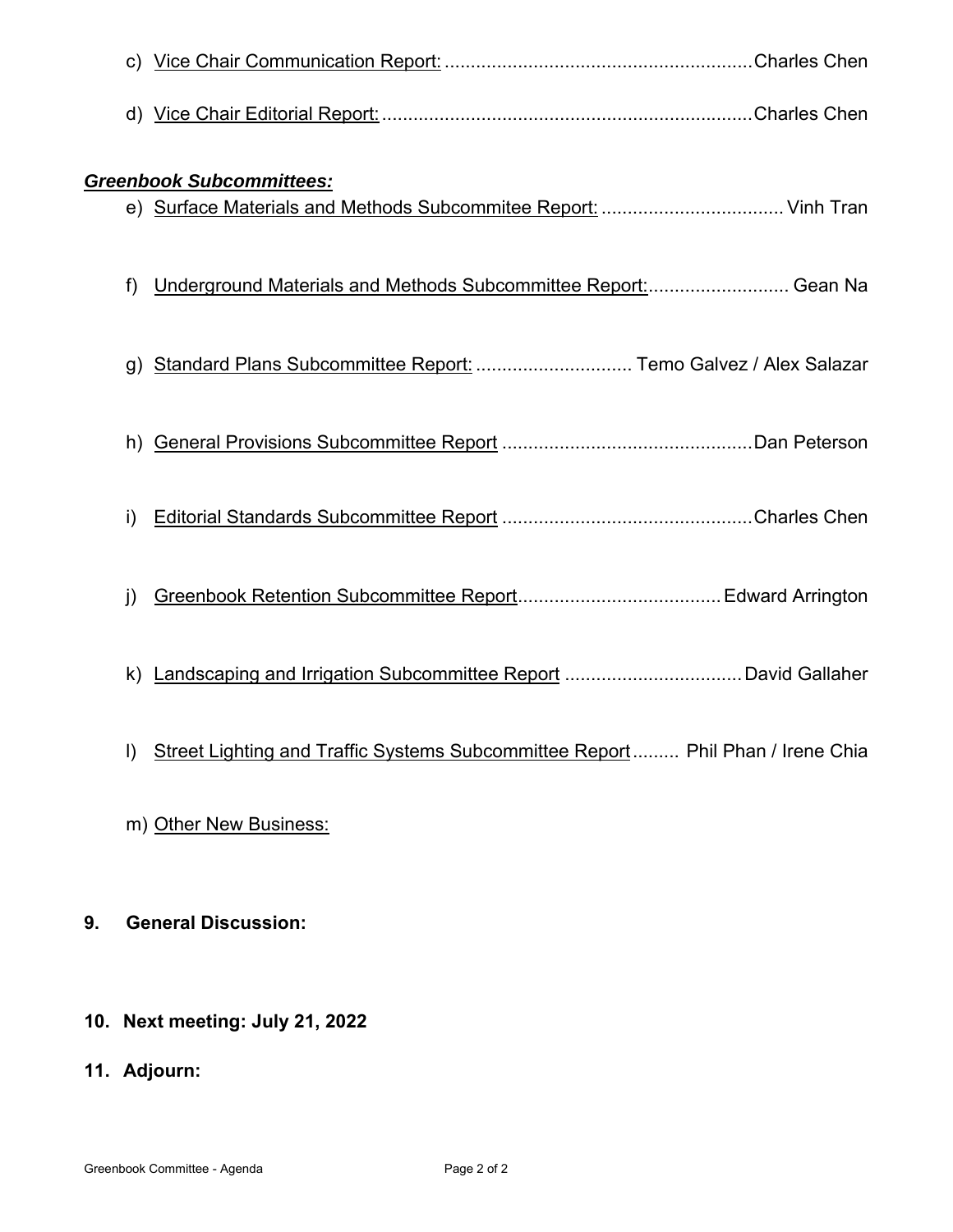c) Vice Chair Communication Report: .......................................................... Charles Chen

d) Vice Chair Editorial Report: ...................................................................... Charles Chen

***Greenbook Subcommittees:***

e) Surface Materials and Methods Subcommitee Report: .................................. Vinh Tran

f) Underground Materials and Methods Subcommittee Report:........................... Gean Na

g) Standard Plans Subcommittee Report: .............................. Temo Galvez / Alex Salazar

h) General Provisions Subcommittee Report ................................................ Dan Peterson

i) Editorial Standards Subcommittee Report ................................................ Charles Chen

j) Greenbook Retention Subcommittee Report....................................... Edward Arrington

k) Landscaping and Irrigation Subcommittee Report .................................. David Gallaher

l) Street Lighting and Traffic Systems Subcommittee Report......... Phil Phan / Irene Chia

m) Other New Business:

**9. General Discussion:**

**10. Next meeting: July 21, 2022**

**11. Adjourn:**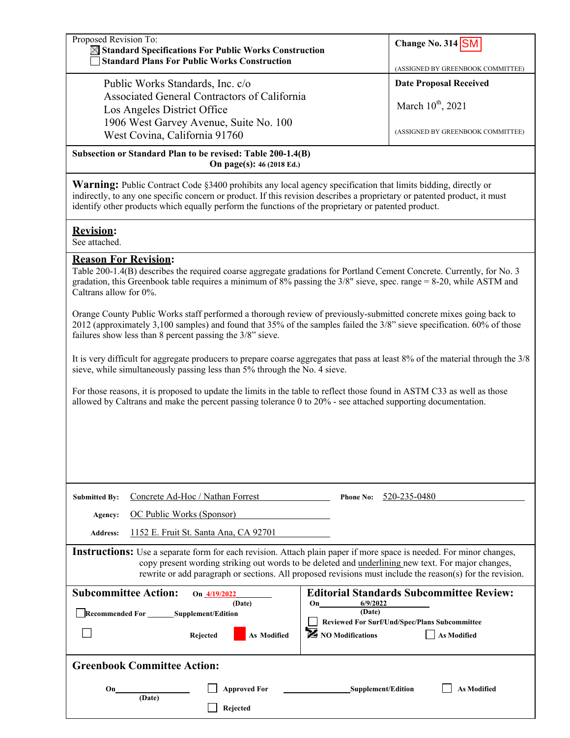Proposed Revision To:
- [x] **Standard Specifications For Public Works Construction**
- [ ] **Standard Plans For Public Works Construction**

**Change No. 314** SM

(ASSIGNED BY GREENBOOK COMMITTEE)

Public Works Standards, Inc. c/o
Associated General Contractors of California
Los Angeles District Office
1906 West Garvey Avenue, Suite No. 100
West Covina, California 91760

**Date Proposal Received**

March 10th, 2021

(ASSIGNED BY GREENBOOK COMMITTEE)

**Subsection or Standard Plan to be revised: Table 200-1.4(B)**
**On page(s): 46 (2018 Ed.)**

**Warning:** Public Contract Code §3400 prohibits any local agency specification that limits bidding, directly or indirectly, to any one specific concern or product. If this revision describes a proprietary or patented product, it must identify other products which equally perform the functions of the proprietary or patented product.

## Revision:

See attached.

## Reason For Revision:

Table 200-1.4(B) describes the required coarse aggregate gradations for Portland Cement Concrete. Currently, for No. 3 gradation, this Greenbook table requires a minimum of 8% passing the 3/8" sieve, spec. range = 8-20, while ASTM and Caltrans allow for 0%.

Orange County Public Works staff performed a thorough review of previously-submitted concrete mixes going back to 2012 (approximately 3,100 samples) and found that 35% of the samples failed the 3/8" sieve specification. 60% of those failures show less than 8 percent passing the 3/8" sieve.

It is very difficult for aggregate producers to prepare coarse aggregates that pass at least 8% of the material through the 3/8 sieve, while simultaneously passing less than 5% through the No. 4 sieve.

For those reasons, it is proposed to update the limits in the table to reflect those found in ASTM C33 as well as those allowed by Caltrans and make the percent passing tolerance 0 to 20% - see attached supporting documentation.

**Submitted By:** Concrete Ad-Hoc / Nathan Forrest **Phone No:** 520-235-0480

**Agency:** OC Public Works (Sponsor)

**Address:** 1152 E. Fruit St. Santa Ana, CA 92701

**Instructions:** Use a separate form for each revision. Attach plain paper if more space is needed. For minor changes, copy present wording striking out words to be deleted and underlining new text. For major changes, rewrite or add paragraph or sections. All proposed revisions must include the reason(s) for the revision.

**Subcommittee Action:** On 4/19/2022 (Date)

- [ ] **Recommended For ______ Supplement/Edition**
- [ ] **Rejected**
- [x] **As Modified**

**Editorial Standards Subcommittee Review:** On 6/9/2022 (Date)

- [ ] **Reviewed For Surf/Und/Spec/Plans Subcommittee**
- [x] **NO Modifications**
- [ ] **As Modified**

**Greenbook Committee Action:**

**On** ______ **(Date)**

- [ ] **Approved For** ______ **Supplement/Edition**
- [ ] **As Modified**
- [ ] **Rejected**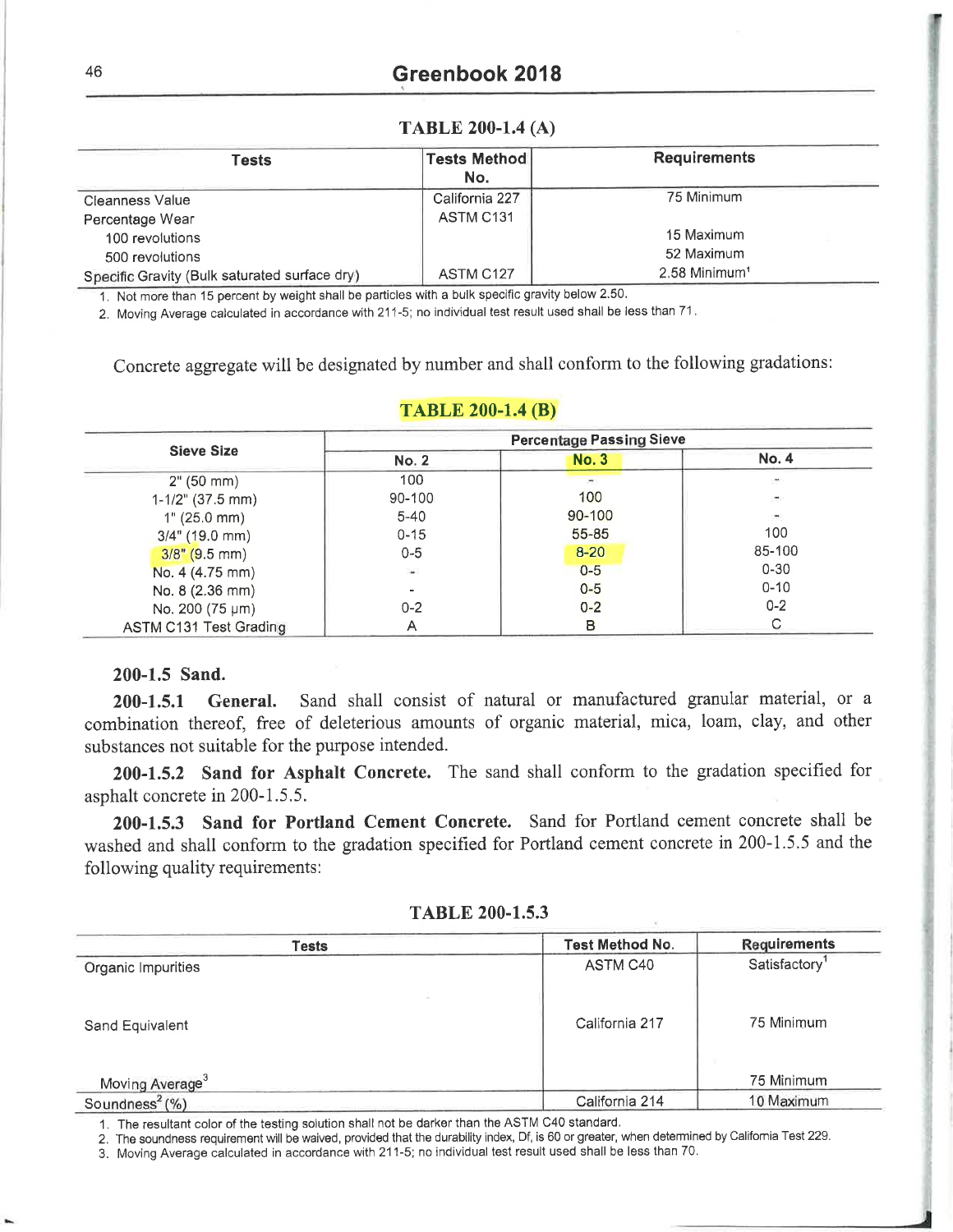**TABLE 200-1.4 (A)**

| Tests | Tests Method No. | Requirements |
|---|---|---|
| Cleanness Value | California 227 | 75 Minimum |
| Percentage Wear | ASTM C131 | |
| 100 revolutions | | 15 Maximum |
| 500 revolutions | | 52 Maximum |
| Specific Gravity (Bulk saturated surface dry) | ASTM C127 | 2.58 Minimum[1] |

1. Not more than 15 percent by weight shall be particles with a bulk specific gravity below 2.50.
2. Moving Average calculated in accordance with 211-5; no individual test result used shall be less than 71.

Concrete aggregate will be designated by number and shall conform to the following gradations:

**TABLE 200-1.4 (B)**

| Sieve Size | Percentage Passing Sieve | | |
|---|---|---|---|
| | No. 2 | No. 3 | No. 4 |
| 2" (50 mm) | 100 | - | - |
| 1-1/2" (37.5 mm) | 90-100 | 100 | - |
| 1" (25.0 mm) | 5-40 | 90-100 | - |
| 3/4" (19.0 mm) | 0-15 | 55-85 | 100 |
| 3/8" (9.5 mm) | 0-5 | 8-20 | 85-100 |
| No. 4 (4.75 mm) | - | 0-5 | 0-30 |
| No. 8 (2.36 mm) | - | 0-5 | 0-10 |
| No. 200 (75 µm) | 0-2 | 0-2 | 0-2 |
| ASTM C131 Test Grading | A | B | C |

### 200-1.5 Sand.

**200-1.5.1 General.** Sand shall consist of natural or manufactured granular material, or a combination thereof, free of deleterious amounts of organic material, mica, loam, clay, and other substances not suitable for the purpose intended.

**200-1.5.2 Sand for Asphalt Concrete.** The sand shall conform to the gradation specified for asphalt concrete in 200-1.5.5.

**200-1.5.3 Sand for Portland Cement Concrete.** Sand for Portland cement concrete shall be washed and shall conform to the gradation specified for Portland cement concrete in 200-1.5.5 and the following quality requirements:

**TABLE 200-1.5.3**

| Tests | Test Method No. | Requirements |
|---|---|---|
| Organic Impurities | ASTM C40 | Satisfactory[1] |
| Sand Equivalent | California 217 | 75 Minimum |
| Moving Average[3] | | 75 Minimum |
| Soundness[2] (%) | California 214 | 10 Maximum |

1. The resultant color of the testing solution shall not be darker than the ASTM C40 standard.
2. The soundness requirement will be waived, provided that the durability index, Df, is 60 or greater, when determined by California Test 229.
3. Moving Average calculated in accordance with 211-5; no individual test result used shall be less than 70.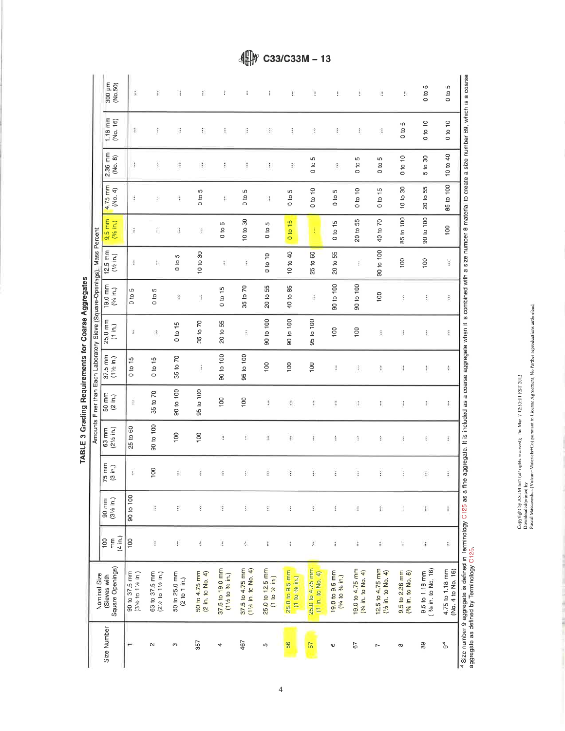**TABLE 3 Grading Requirements for Coarse Aggregates**

| Size Number | Nominal Size (Sieves with Square Openings) | Amounts Finer than Each Laboratory Sieve (Square-Openings), Mass Percent | | | | | | | | | | | | |
|---|---|---|---|---|---|---|---|---|---|---|---|---|---|---|
| | | 100 mm (4 in.) | 90 mm (3½ in.) | 75 mm (3 in.) | 63 mm (2½ in.) | 50 mm (2 in.) | 37.5 mm (1½ in.) | 25.0 mm (1 in.) | 19.0 mm (¾ in.) | 12.5 mm (½ in.) | 9.5 mm (⅜ in.) | 4.75 mm (No. 4) | 2.36 mm (No. 8) | 1.18 mm (No. 16) | 300 µm (No.50) |
| 1 | 90 to 37.5 mm (3½ to 1½ in.) | 100 | 90 to 100 | ... | 25 to 60 | ... | 0 to 15 | ... | 0 to 5 | ... | ... | ... | ... | ... | ... |
| 2 | 63 to 37.5 mm (2½ to 1½ in.) | ... | ... | 100 | 90 to 100 | 35 to 70 | 0 to 15 | ... | 0 to 5 | ... | ... | ... | ... | ... | ... |
| 3 | 50 to 25.0 mm (2 to 1 in.) | ... | ... | ... | 100 | 90 to 100 | 35 to 70 | 0 to 15 | ... | 0 to 5 | ... | ... | ... | ... | ... |
| 357 | 50 to 4.75 mm (2 in. to No. 4) | ... | ... | ... | 100 | 95 to 100 | ... | 35 to 70 | ... | 10 to 30 | ... | 0 to 5 | ... | ... | ... |
| 4 | 37.5 to 19.0 mm (1½ to ¾ in.) | ... | ... | ... | ... | 100 | 90 to 100 | 20 to 55 | 0 to 15 | ... | 0 to 5 | ... | ... | ... | ... |
| 467 | 37.5 to 4.75 mm (1½ in. to No. 4) | ... | ... | ... | ... | 100 | 95 to 100 | ... | 35 to 70 | ... | 10 to 30 | 0 to 5 | ... | ... | ... |
| 5 | 25.0 to 12.5 mm (1 to ½ in.) | ... | ... | ... | ... | ... | 100 | 90 to 100 | 20 to 55 | 0 to 10 | 0 to 5 | ... | ... | ... | ... |
| 56 | 25.0 to 9.5 mm (1 to ⅜ in.) | ... | ... | ... | ... | ... | 100 | 90 to 100 | 40 to 85 | 10 to 40 | 0 to 15 | 0 to 5 | ... | ... | ... |
| 57 | 25.0 to 4.75 mm (1 in. to No. 4) | ... | ... | ... | ... | ... | 100 | 95 to 100 | ... | 25 to 60 | ... | 0 to 10 | 0 to 5 | ... | ... |
| 6 | 19.0 to 9.5 mm (¾ to ⅜ in.) | ... | ... | ... | ... | ... | ... | 100 | 90 to 100 | 20 to 55 | 0 to 15 | 0 to 5 | ... | ... | ... |
| 67 | 19.0 to 4.75 mm (¾ in. to No. 4) | ... | ... | ... | ... | ... | ... | 100 | 90 to 100 | ... | 20 to 55 | 0 to 10 | 0 to 5 | ... | ... |
| 7 | 12.5 to 4.75 mm (½ in. to No. 4) | ... | ... | ... | ... | ... | ... | ... | 100 | 90 to 100 | 40 to 70 | 0 to 15 | 0 to 5 | ... | ... |
| 8 | 9.5 to 2.36 mm (⅜ in. to No. 8) | ... | ... | ... | ... | ... | ... | ... | ... | 100 | 85 to 100 | 10 to 30 | 0 to 10 | 0 to 5 | ... |
| 89 | 9.5 to 1.18 mm (⅜ in. to No. 16) | ... | ... | ... | ... | ... | ... | ... | ... | 100 | 90 to 100 | 20 to 55 | 5 to 30 | 0 to 10 | 0 to 5 |
| 9[A] | 4.75 to 1.18 mm (No. 4 to No. 16) | ... | ... | ... | ... | ... | ... | ... | ... | ... | 100 | 85 to 100 | 10 to 40 | 0 to 10 | 0 to 5 |

[A] Size number 9 aggregate is defined in Terminology C125 as a fine aggregate. It is included as a coarse aggregate when it is combined with a size number 8 material to create a size number 89, which is a coarse aggregate as defined by Terminology C125.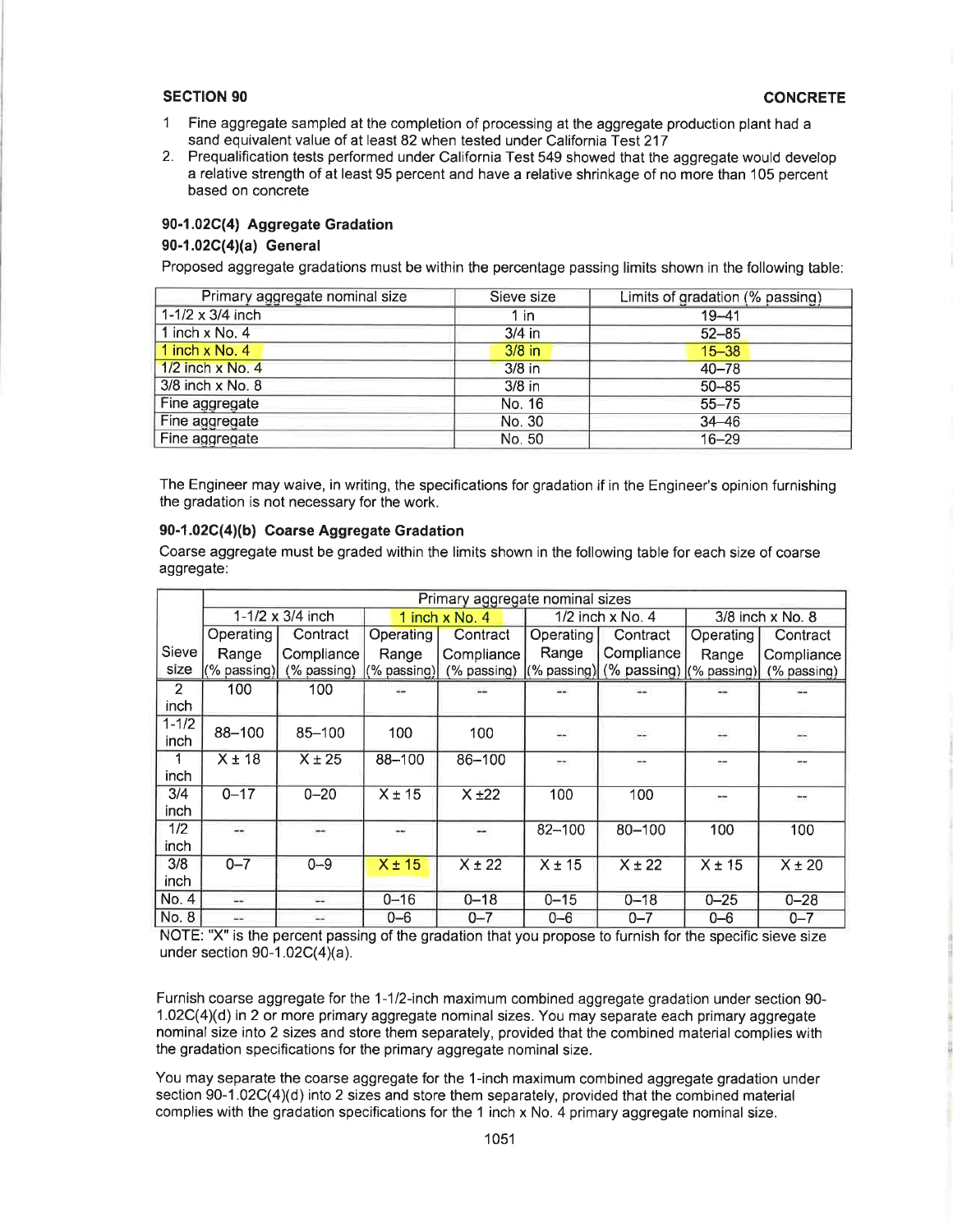1. Fine aggregate sampled at the completion of processing at the aggregate production plant had a sand equivalent value of at least 82 when tested under California Test 217
2. Prequalification tests performed under California Test 549 showed that the aggregate would develop a relative strength of at least 95 percent and have a relative shrinkage of no more than 105 percent based on concrete

### 90-1.02C(4) Aggregate Gradation

#### 90-1.02C(4)(a) General

Proposed aggregate gradations must be within the percentage passing limits shown in the following table:

| Primary aggregate nominal size | Sieve size | Limits of gradation (% passing) |
|---|---|---|
| 1-1/2 x 3/4 inch | 1 in | 19–41 |
| 1 inch x No. 4 | 3/4 in | 52–85 |
| 1 inch x No. 4 | 3/8 in | 15–38 |
| 1/2 inch x No. 4 | 3/8 in | 40–78 |
| 3/8 inch x No. 8 | 3/8 in | 50–85 |
| Fine aggregate | No. 16 | 55–75 |
| Fine aggregate | No. 30 | 34–46 |
| Fine aggregate | No. 50 | 16–29 |

The Engineer may waive, in writing, the specifications for gradation if in the Engineer's opinion furnishing the gradation is not necessary for the work.

#### 90-1.02C(4)(b) Coarse Aggregate Gradation

Coarse aggregate must be graded within the limits shown in the following table for each size of coarse aggregate:

| | Primary aggregate nominal sizes | | | | | | | |
|---|---|---|---|---|---|---|---|---|
| | 1-1/2 x 3/4 inch | | 1 inch x No. 4 | | 1/2 inch x No. 4 | | 3/8 inch x No. 8 | |
| Sieve size | Operating Range (% passing) | Contract Compliance (% passing) | Operating Range (% passing) | Contract Compliance (% passing) | Operating Range (% passing) | Contract Compliance (% passing) | Operating Range (% passing) | Contract Compliance (% passing) |
| 2 inch | 100 | 100 | -- | -- | -- | -- | -- | -- |
| 1-1/2 inch | 88–100 | 85–100 | 100 | 100 | -- | -- | -- | -- |
| 1 inch | X ± 18 | X ± 25 | 88–100 | 86–100 | -- | -- | -- | -- |
| 3/4 inch | 0–17 | 0–20 | X ± 15 | X ±22 | 100 | 100 | -- | -- |
| 1/2 inch | -- | -- | -- | -- | 82–100 | 80–100 | 100 | 100 |
| 3/8 inch | 0–7 | 0–9 | X ± 15 | X ± 22 | X ± 15 | X ± 22 | X ± 15 | X ± 20 |
| No. 4 | -- | -- | 0–16 | 0–18 | 0–15 | 0–18 | 0–25 | 0–28 |
| No. 8 | -- | -- | 0–6 | 0–7 | 0–6 | 0–7 | 0–6 | 0–7 |

NOTE: "X" is the percent passing of the gradation that you propose to furnish for the specific sieve size under section 90-1.02C(4)(a).

Furnish coarse aggregate for the 1-1/2-inch maximum combined aggregate gradation under section 90-1.02C(4)(d) in 2 or more primary aggregate nominal sizes. You may separate each primary aggregate nominal size into 2 sizes and store them separately, provided that the combined material complies with the gradation specifications for the primary aggregate nominal size.

You may separate the coarse aggregate for the 1-inch maximum combined aggregate gradation under section 90-1.02C(4)(d) into 2 sizes and store them separately, provided that the combined material complies with the gradation specifications for the 1 inch x No. 4 primary aggregate nominal size.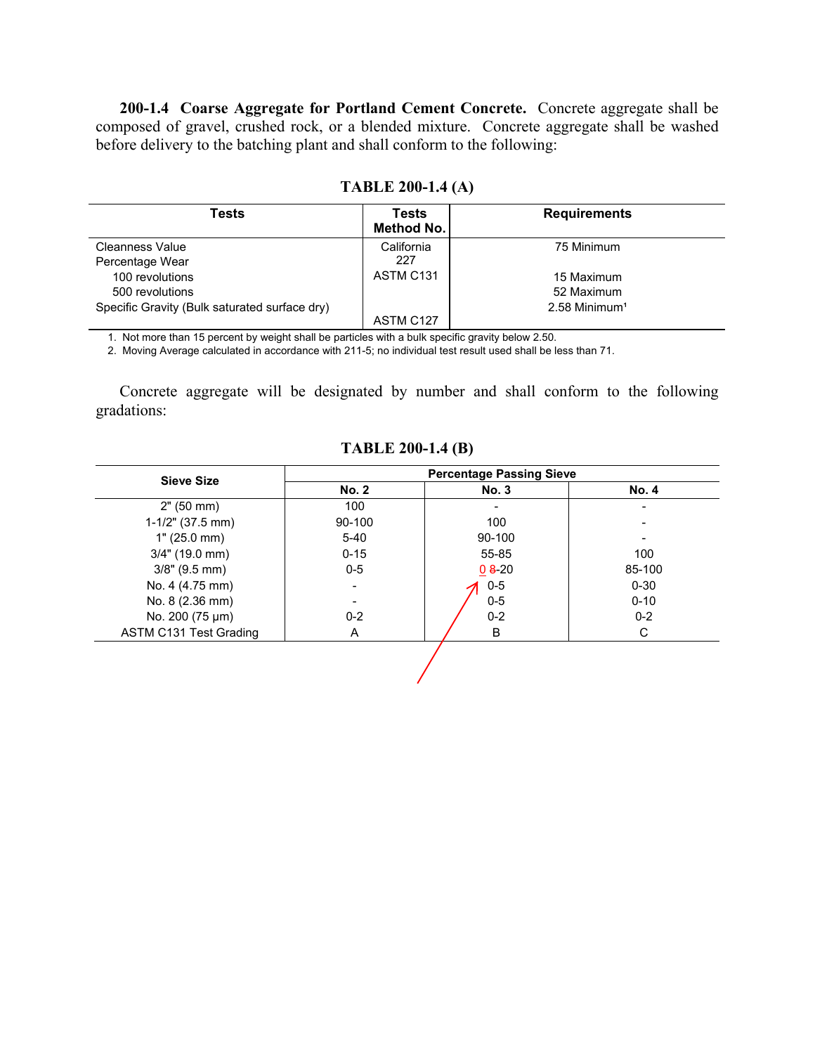**200-1.4 Coarse Aggregate for Portland Cement Concrete.** Concrete aggregate shall be composed of gravel, crushed rock, or a blended mixture. Concrete aggregate shall be washed before delivery to the batching plant and shall conform to the following:

**TABLE 200-1.4 (A)**

| Tests | Tests Method No. | Requirements |
|---|---|---|
| Cleanness Value | California 227 | 75 Minimum |
| Percentage Wear | ASTM C131 | |
| 100 revolutions | | 15 Maximum |
| 500 revolutions | | 52 Maximum |
| Specific Gravity (Bulk saturated surface dry) | ASTM C127 | 2.58 Minimum[1] |

1. Not more than 15 percent by weight shall be particles with a bulk specific gravity below 2.50.
2. Moving Average calculated in accordance with 211-5; no individual test result used shall be less than 71.

Concrete aggregate will be designated by number and shall conform to the following gradations:

**TABLE 200-1.4 (B)**

| Sieve Size | Percentage Passing Sieve | | |
|---|---|---|---|
| | No. 2 | No. 3 | No. 4 |
| 2" (50 mm) | 100 | - | - |
| 1-1/2" (37.5 mm) | 90-100 | 100 | - |
| 1" (25.0 mm) | 5-40 | 90-100 | - |
| 3/4" (19.0 mm) | 0-15 | 55-85 | 100 |
| 3/8" (9.5 mm) | 0-5 | 0 ~~8~~-20 | 85-100 |
| No. 4 (4.75 mm) | - | 0-5 | 0-30 |
| No. 8 (2.36 mm) | - | 0-5 | 0-10 |
| No. 200 (75 µm) | 0-2 | 0-2 | 0-2 |
| ASTM C131 Test Grading | A | B | C |